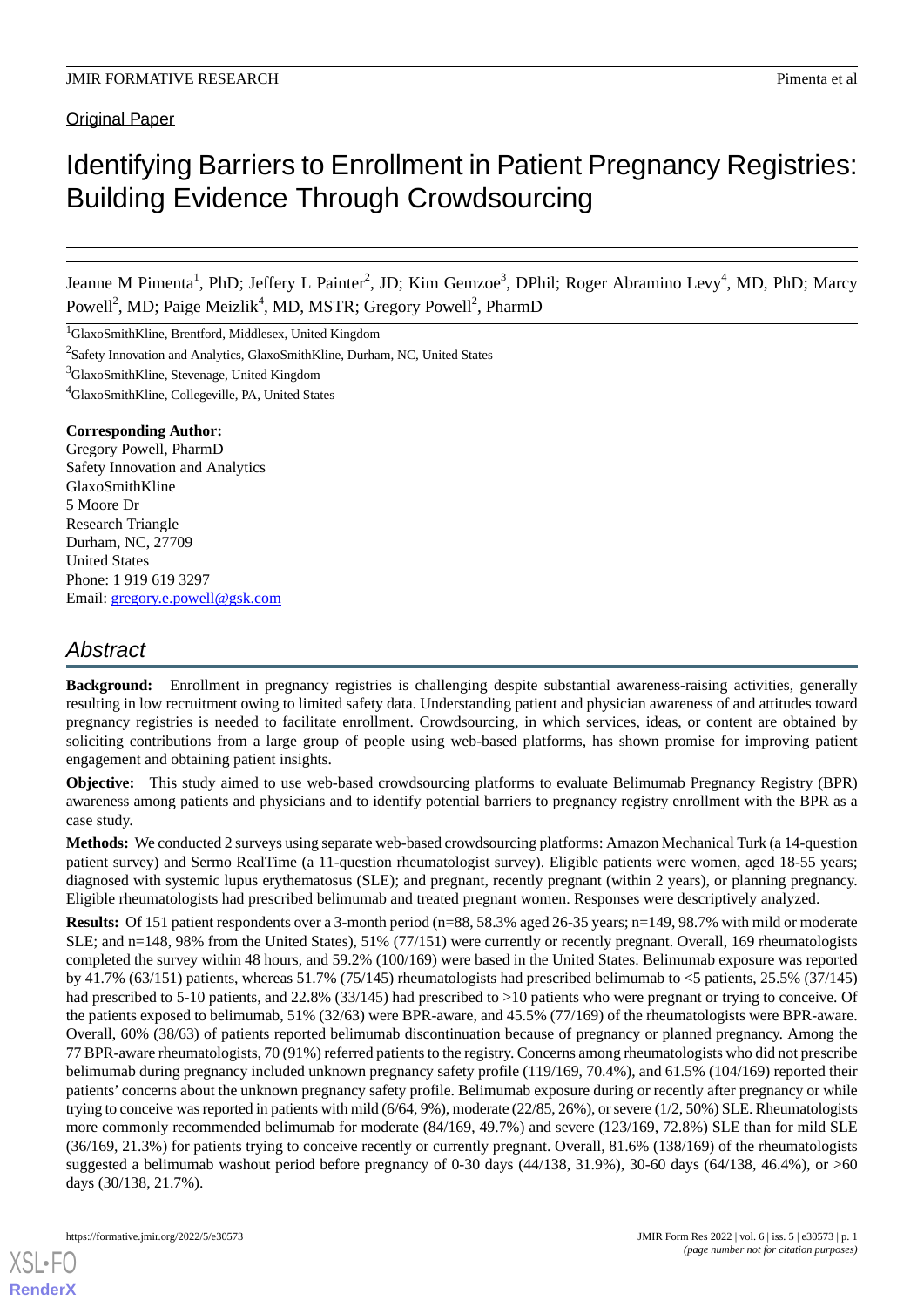Original Paper

# Identifying Barriers to Enrollment in Patient Pregnancy Registries: Building Evidence Through Crowdsourcing

Jeanne M Pimenta[1], PhD; Jeffery L Painter[2], JD; Kim Gemzoe[3], DPhil; Roger Abramino Levy[4], MD, PhD; Marcy Powell[2], MD; Paige Meizlik[4], MD, MSTR; Gregory Powell[2], PharmD

[1]GlaxoSmithKline, Brentford, Middlesex, United Kingdom

[2]Safety Innovation and Analytics, GlaxoSmithKline, Durham, NC, United States

[3]GlaxoSmithKline, Stevenage, United Kingdom

[4]GlaxoSmithKline, Collegeville, PA, United States

**Corresponding Author:**
Gregory Powell, PharmD
Safety Innovation and Analytics
GlaxoSmithKline
5 Moore Dr
Research Triangle
Durham, NC, 27709
United States
Phone: 1 919 619 3297
Email: gregory.e.powell@gsk.com

## Abstract

**Background:** Enrollment in pregnancy registries is challenging despite substantial awareness-raising activities, generally resulting in low recruitment owing to limited safety data. Understanding patient and physician awareness of and attitudes toward pregnancy registries is needed to facilitate enrollment. Crowdsourcing, in which services, ideas, or content are obtained by soliciting contributions from a large group of people using web-based platforms, has shown promise for improving patient engagement and obtaining patient insights.

**Objective:** This study aimed to use web-based crowdsourcing platforms to evaluate Belimumab Pregnancy Registry (BPR) awareness among patients and physicians and to identify potential barriers to pregnancy registry enrollment with the BPR as a case study.

**Methods:** We conducted 2 surveys using separate web-based crowdsourcing platforms: Amazon Mechanical Turk (a 14-question patient survey) and Sermo RealTime (a 11-question rheumatologist survey). Eligible patients were women, aged 18-55 years; diagnosed with systemic lupus erythematosus (SLE); and pregnant, recently pregnant (within 2 years), or planning pregnancy. Eligible rheumatologists had prescribed belimumab and treated pregnant women. Responses were descriptively analyzed.

**Results:** Of 151 patient respondents over a 3-month period (n=88, 58.3% aged 26-35 years; n=149, 98.7% with mild or moderate SLE; and n=148, 98% from the United States), 51% (77/151) were currently or recently pregnant. Overall, 169 rheumatologists completed the survey within 48 hours, and 59.2% (100/169) were based in the United States. Belimumab exposure was reported by 41.7% (63/151) patients, whereas 51.7% (75/145) rheumatologists had prescribed belimumab to <5 patients, 25.5% (37/145) had prescribed to 5-10 patients, and 22.8% (33/145) had prescribed to >10 patients who were pregnant or trying to conceive. Of the patients exposed to belimumab, 51% (32/63) were BPR-aware, and 45.5% (77/169) of the rheumatologists were BPR-aware. Overall, 60% (38/63) of patients reported belimumab discontinuation because of pregnancy or planned pregnancy. Among the 77 BPR-aware rheumatologists, 70 (91%) referred patients to the registry. Concerns among rheumatologists who did not prescribe belimumab during pregnancy included unknown pregnancy safety profile (119/169, 70.4%), and 61.5% (104/169) reported their patients' concerns about the unknown pregnancy safety profile. Belimumab exposure during or recently after pregnancy or while trying to conceive was reported in patients with mild (6/64, 9%), moderate (22/85, 26%), or severe (1/2, 50%) SLE. Rheumatologists more commonly recommended belimumab for moderate (84/169, 49.7%) and severe (123/169, 72.8%) SLE than for mild SLE (36/169, 21.3%) for patients trying to conceive recently or currently pregnant. Overall, 81.6% (138/169) of the rheumatologists suggested a belimumab washout period before pregnancy of 0-30 days (44/138, 31.9%), 30-60 days (64/138, 46.4%), or >60 days (30/138, 21.7%).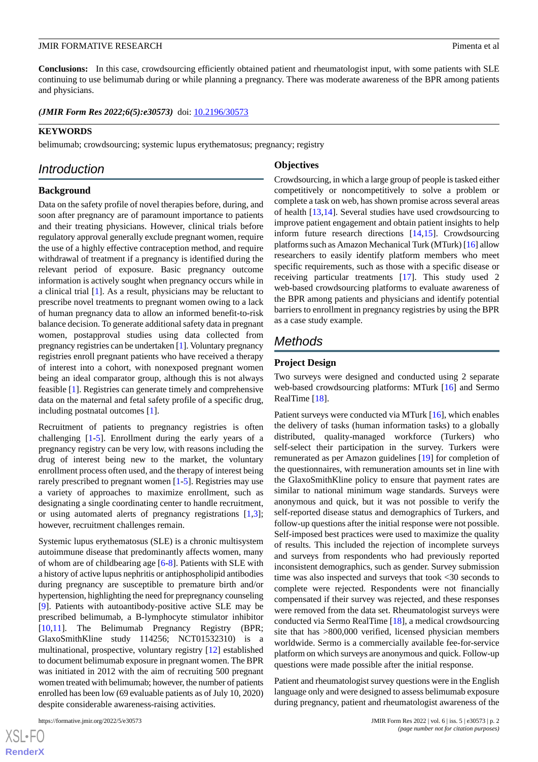**Conclusions:** In this case, crowdsourcing efficiently obtained patient and rheumatologist input, with some patients with SLE continuing to use belimumab during or while planning a pregnancy. There was moderate awareness of the BPR among patients and physicians.

***(JMIR Form Res 2022;6(5):e30573)*** doi: 10.2196/30573

**KEYWORDS**

belimumab; crowdsourcing; systemic lupus erythematosus; pregnancy; registry

## Introduction

### Background

Data on the safety profile of novel therapies before, during, and soon after pregnancy are of paramount importance to patients and their treating physicians. However, clinical trials before regulatory approval generally exclude pregnant women, require the use of a highly effective contraception method, and require withdrawal of treatment if a pregnancy is identified during the relevant period of exposure. Basic pregnancy outcome information is actively sought when pregnancy occurs while in a clinical trial [1]. As a result, physicians may be reluctant to prescribe novel treatments to pregnant women owing to a lack of human pregnancy data to allow an informed benefit-to-risk balance decision. To generate additional safety data in pregnant women, postapproval studies using data collected from pregnancy registries can be undertaken [1]. Voluntary pregnancy registries enroll pregnant patients who have received a therapy of interest into a cohort, with nonexposed pregnant women being an ideal comparator group, although this is not always feasible [1]. Registries can generate timely and comprehensive data on the maternal and fetal safety profile of a specific drug, including postnatal outcomes [1].

Recruitment of patients to pregnancy registries is often challenging [1-5]. Enrollment during the early years of a pregnancy registry can be very low, with reasons including the drug of interest being new to the market, the voluntary enrollment process often used, and the therapy of interest being rarely prescribed to pregnant women [1-5]. Registries may use a variety of approaches to maximize enrollment, such as designating a single coordinating center to handle recruitment, or using automated alerts of pregnancy registrations [1,3]; however, recruitment challenges remain.

Systemic lupus erythematosus (SLE) is a chronic multisystem autoimmune disease that predominantly affects women, many of whom are of childbearing age [6-8]. Patients with SLE with a history of active lupus nephritis or antiphospholipid antibodies during pregnancy are susceptible to premature birth and/or hypertension, highlighting the need for prepregnancy counseling [9]. Patients with autoantibody-positive active SLE may be prescribed belimumab, a B-lymphocyte stimulator inhibitor [10,11]. The Belimumab Pregnancy Registry (BPR; GlaxoSmithKline study 114256; NCT01532310) is a multinational, prospective, voluntary registry [12] established to document belimumab exposure in pregnant women. The BPR was initiated in 2012 with the aim of recruiting 500 pregnant women treated with belimumab; however, the number of patients enrolled has been low (69 evaluable patients as of July 10, 2020) despite considerable awareness-raising activities.

### Objectives

Crowdsourcing, in which a large group of people is tasked either competitively or noncompetitively to solve a problem or complete a task on web, has shown promise across several areas of health [13,14]. Several studies have used crowdsourcing to improve patient engagement and obtain patient insights to help inform future research directions [14,15]. Crowdsourcing platforms such as Amazon Mechanical Turk (MTurk) [16] allow researchers to easily identify platform members who meet specific requirements, such as those with a specific disease or receiving particular treatments [17]. This study used 2 web-based crowdsourcing platforms to evaluate awareness of the BPR among patients and physicians and identify potential barriers to enrollment in pregnancy registries by using the BPR as a case study example.

## Methods

### Project Design

Two surveys were designed and conducted using 2 separate web-based crowdsourcing platforms: MTurk [16] and Sermo RealTime [18].

Patient surveys were conducted via MTurk [16], which enables the delivery of tasks (human information tasks) to a globally distributed, quality-managed workforce (Turkers) who self-select their participation in the survey. Turkers were remunerated as per Amazon guidelines [19] for completion of the questionnaires, with remuneration amounts set in line with the GlaxoSmithKline policy to ensure that payment rates are similar to national minimum wage standards. Surveys were anonymous and quick, but it was not possible to verify the self-reported disease status and demographics of Turkers, and follow-up questions after the initial response were not possible. Self-imposed best practices were used to maximize the quality of results. This included the rejection of incomplete surveys and surveys from respondents who had previously reported inconsistent demographics, such as gender. Survey submission time was also inspected and surveys that took <30 seconds to complete were rejected. Respondents were not financially compensated if their survey was rejected, and these responses were removed from the data set. Rheumatologist surveys were conducted via Sermo RealTime [18], a medical crowdsourcing site that has >800,000 verified, licensed physician members worldwide. Sermo is a commercially available fee-for-service platform on which surveys are anonymous and quick. Follow-up questions were made possible after the initial response.

Patient and rheumatologist survey questions were in the English language only and were designed to assess belimumab exposure during pregnancy, patient and rheumatologist awareness of the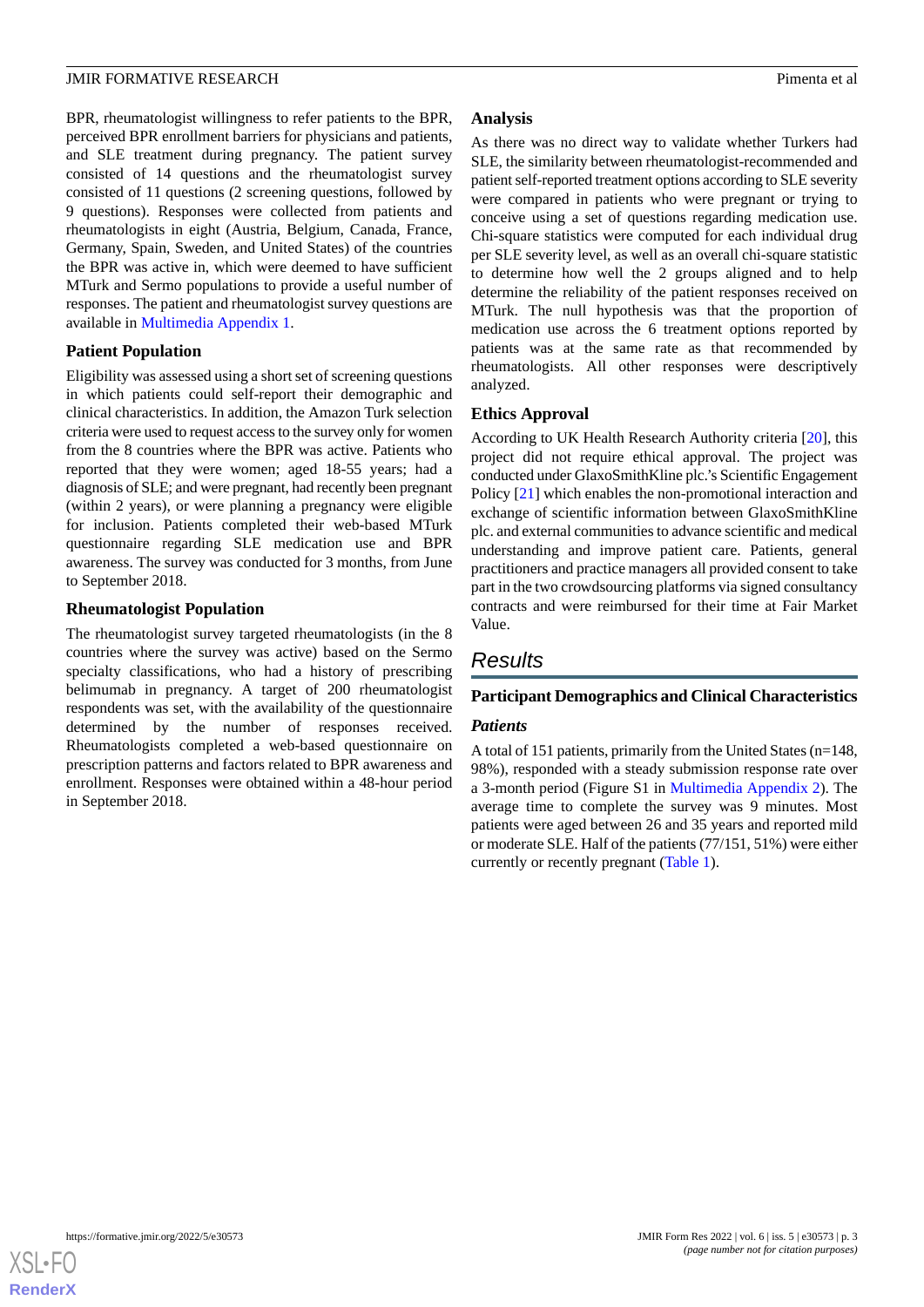BPR, rheumatologist willingness to refer patients to the BPR, perceived BPR enrollment barriers for physicians and patients, and SLE treatment during pregnancy. The patient survey consisted of 14 questions and the rheumatologist survey consisted of 11 questions (2 screening questions, followed by 9 questions). Responses were collected from patients and rheumatologists in eight (Austria, Belgium, Canada, France, Germany, Spain, Sweden, and United States) of the countries the BPR was active in, which were deemed to have sufficient MTurk and Sermo populations to provide a useful number of responses. The patient and rheumatologist survey questions are available in Multimedia Appendix 1.

### Patient Population

Eligibility was assessed using a short set of screening questions in which patients could self-report their demographic and clinical characteristics. In addition, the Amazon Turk selection criteria were used to request access to the survey only for women from the 8 countries where the BPR was active. Patients who reported that they were women; aged 18-55 years; had a diagnosis of SLE; and were pregnant, had recently been pregnant (within 2 years), or were planning a pregnancy were eligible for inclusion. Patients completed their web-based MTurk questionnaire regarding SLE medication use and BPR awareness. The survey was conducted for 3 months, from June to September 2018.

### Rheumatologist Population

The rheumatologist survey targeted rheumatologists (in the 8 countries where the survey was active) based on the Sermo specialty classifications, who had a history of prescribing belimumab in pregnancy. A target of 200 rheumatologist respondents was set, with the availability of the questionnaire determined by the number of responses received. Rheumatologists completed a web-based questionnaire on prescription patterns and factors related to BPR awareness and enrollment. Responses were obtained within a 48-hour period in September 2018.

### Analysis

As there was no direct way to validate whether Turkers had SLE, the similarity between rheumatologist-recommended and patient self-reported treatment options according to SLE severity were compared in patients who were pregnant or trying to conceive using a set of questions regarding medication use. Chi-square statistics were computed for each individual drug per SLE severity level, as well as an overall chi-square statistic to determine how well the 2 groups aligned and to help determine the reliability of the patient responses received on MTurk. The null hypothesis was that the proportion of medication use across the 6 treatment options reported by patients was at the same rate as that recommended by rheumatologists. All other responses were descriptively analyzed.

### Ethics Approval

According to UK Health Research Authority criteria [20], this project did not require ethical approval. The project was conducted under GlaxoSmithKline plc.'s Scientific Engagement Policy [21] which enables the non-promotional interaction and exchange of scientific information between GlaxoSmithKline plc. and external communities to advance scientific and medical understanding and improve patient care. Patients, general practitioners and practice managers all provided consent to take part in the two crowdsourcing platforms via signed consultancy contracts and were reimbursed for their time at Fair Market Value.

## Results

### Participant Demographics and Clinical Characteristics

#### *Patients*

A total of 151 patients, primarily from the United States (n=148, 98%), responded with a steady submission response rate over a 3-month period (Figure S1 in Multimedia Appendix 2). The average time to complete the survey was 9 minutes. Most patients were aged between 26 and 35 years and reported mild or moderate SLE. Half of the patients (77/151, 51%) were either currently or recently pregnant (Table 1).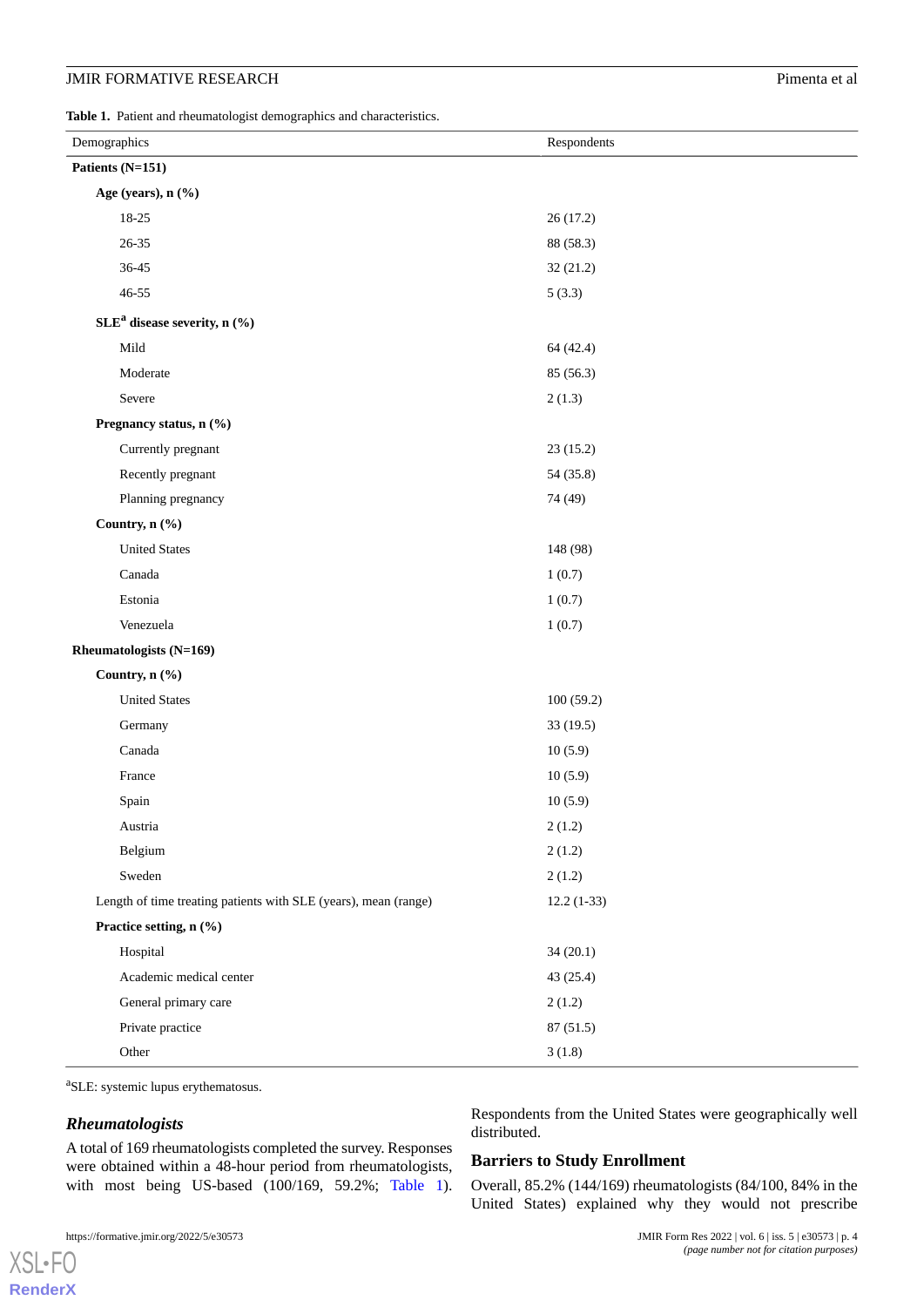**Table 1.** Patient and rheumatologist demographics and characteristics.

| Demographics | Respondents |
|---|---|
| **Patients (N=151)** | |
| **Age (years), n (%)** | |
| 18-25 | 26 (17.2) |
| 26-35 | 88 (58.3) |
| 36-45 | 32 (21.2) |
| 46-55 | 5 (3.3) |
| **SLE[a] disease severity, n (%)** | |
| Mild | 64 (42.4) |
| Moderate | 85 (56.3) |
| Severe | 2 (1.3) |
| **Pregnancy status, n (%)** | |
| Currently pregnant | 23 (15.2) |
| Recently pregnant | 54 (35.8) |
| Planning pregnancy | 74 (49) |
| **Country, n (%)** | |
| United States | 148 (98) |
| Canada | 1 (0.7) |
| Estonia | 1 (0.7) |
| Venezuela | 1 (0.7) |
| **Rheumatologists (N=169)** | |
| **Country, n (%)** | |
| United States | 100 (59.2) |
| Germany | 33 (19.5) |
| Canada | 10 (5.9) |
| France | 10 (5.9) |
| Spain | 10 (5.9) |
| Austria | 2 (1.2) |
| Belgium | 2 (1.2) |
| Sweden | 2 (1.2) |
| Length of time treating patients with SLE (years), mean (range) | 12.2 (1-33) |
| **Practice setting, n (%)** | |
| Hospital | 34 (20.1) |
| Academic medical center | 43 (25.4) |
| General primary care | 2 (1.2) |
| Private practice | 87 (51.5) |
| Other | 3 (1.8) |

[a]SLE: systemic lupus erythematosus.

### *Rheumatologists*

A total of 169 rheumatologists completed the survey. Responses were obtained within a 48-hour period from rheumatologists, with most being US-based (100/169, 59.2%; Table 1). Respondents from the United States were geographically well distributed.

### Barriers to Study Enrollment

Overall, 85.2% (144/169) rheumatologists (84/100, 84% in the United States) explained why they would not prescribe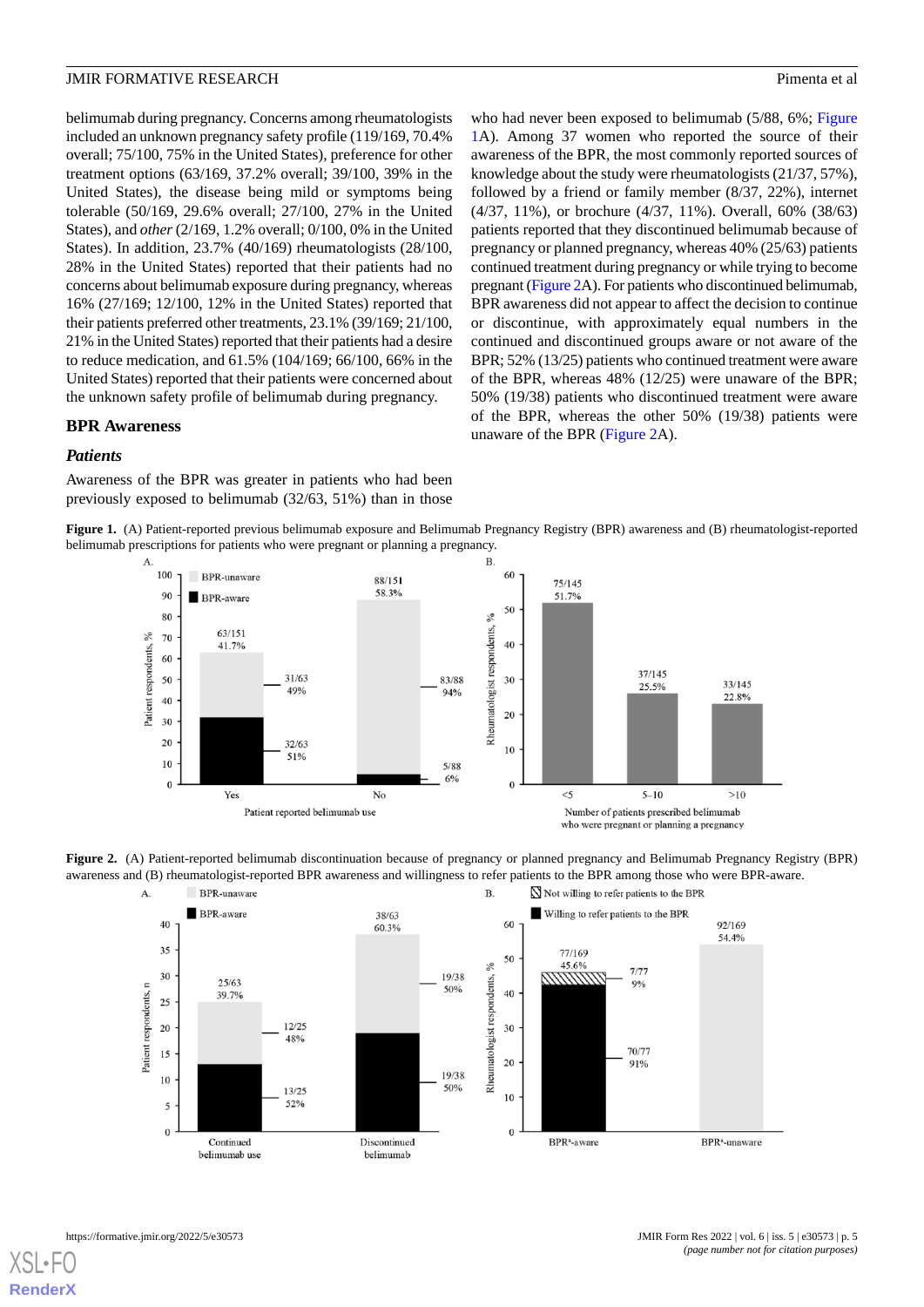belimumab during pregnancy. Concerns among rheumatologists included an unknown pregnancy safety profile (119/169, 70.4% overall; 75/100, 75% in the United States), preference for other treatment options (63/169, 37.2% overall; 39/100, 39% in the United States), the disease being mild or symptoms being tolerable (50/169, 29.6% overall; 27/100, 27% in the United States), and *other* (2/169, 1.2% overall; 0/100, 0% in the United States). In addition, 23.7% (40/169) rheumatologists (28/100, 28% in the United States) reported that their patients had no concerns about belimumab exposure during pregnancy, whereas 16% (27/169; 12/100, 12% in the United States) reported that their patients preferred other treatments, 23.1% (39/169; 21/100, 21% in the United States) reported that their patients had a desire to reduce medication, and 61.5% (104/169; 66/100, 66% in the United States) reported that their patients were concerned about the unknown safety profile of belimumab during pregnancy.

## BPR Awareness

### *Patients*

Awareness of the BPR was greater in patients who had been previously exposed to belimumab (32/63, 51%) than in those who had never been exposed to belimumab (5/88, 6%; Figure 1A). Among 37 women who reported the source of their awareness of the BPR, the most commonly reported sources of knowledge about the study were rheumatologists (21/37, 57%), followed by a friend or family member (8/37, 22%), internet (4/37, 11%), or brochure (4/37, 11%). Overall, 60% (38/63) patients reported that they discontinued belimumab because of pregnancy or planned pregnancy, whereas 40% (25/63) patients continued treatment during pregnancy or while trying to become pregnant (Figure 2A). For patients who discontinued belimumab, BPR awareness did not appear to affect the decision to continue or discontinue, with approximately equal numbers in the continued and discontinued groups aware or not aware of the BPR; 52% (13/25) patients who continued treatment were aware of the BPR, whereas 48% (12/25) were unaware of the BPR; 50% (19/38) patients who discontinued treatment were aware of the BPR, whereas the other 50% (19/38) patients were unaware of the BPR (Figure 2A).

**Figure 1.** (A) Patient-reported previous belimumab exposure and Belimumab Pregnancy Registry (BPR) awareness and (B) rheumatologist-reported belimumab prescriptions for patients who were pregnant or planning a pregnancy.

**Figure 2.** (A) Patient-reported belimumab discontinuation because of pregnancy or planned pregnancy and Belimumab Pregnancy Registry (BPR) awareness and (B) rheumatologist-reported BPR awareness and willingness to refer patients to the BPR among those who were BPR-aware.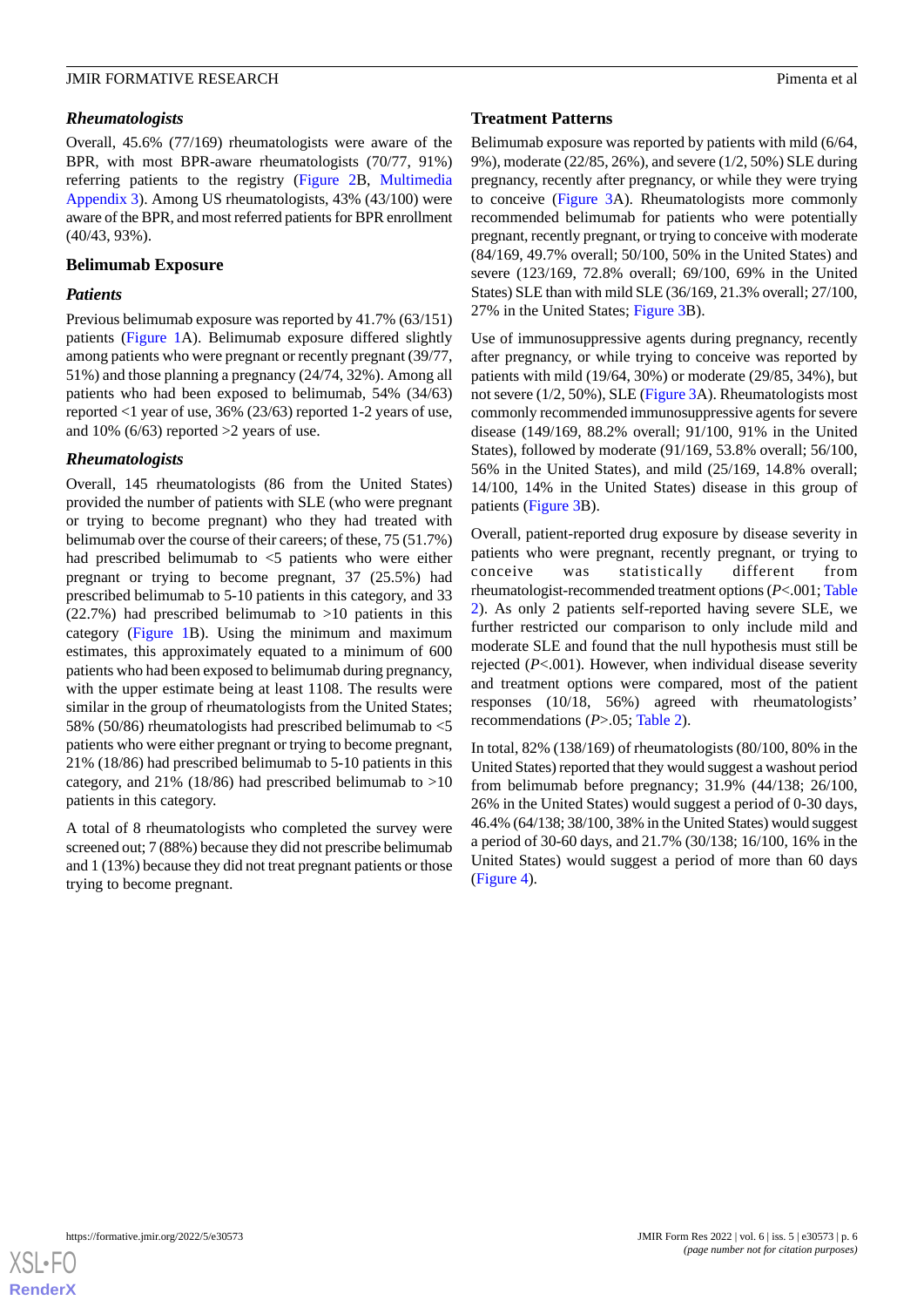### *Rheumatologists*

Overall, 45.6% (77/169) rheumatologists were aware of the BPR, with most BPR-aware rheumatologists (70/77, 91%) referring patients to the registry (Figure 2B, Multimedia Appendix 3). Among US rheumatologists, 43% (43/100) were aware of the BPR, and most referred patients for BPR enrollment (40/43, 93%).

## Belimumab Exposure

### *Patients*

Previous belimumab exposure was reported by 41.7% (63/151) patients (Figure 1A). Belimumab exposure differed slightly among patients who were pregnant or recently pregnant (39/77, 51%) and those planning a pregnancy (24/74, 32%). Among all patients who had been exposed to belimumab, 54% (34/63) reported <1 year of use, 36% (23/63) reported 1-2 years of use, and 10% (6/63) reported >2 years of use.

### *Rheumatologists*

Overall, 145 rheumatologists (86 from the United States) provided the number of patients with SLE (who were pregnant or trying to become pregnant) who they had treated with belimumab over the course of their careers; of these, 75 (51.7%) had prescribed belimumab to <5 patients who were either pregnant or trying to become pregnant, 37 (25.5%) had prescribed belimumab to 5-10 patients in this category, and 33 (22.7%) had prescribed belimumab to >10 patients in this category (Figure 1B). Using the minimum and maximum estimates, this approximately equated to a minimum of 600 patients who had been exposed to belimumab during pregnancy, with the upper estimate being at least 1108. The results were similar in the group of rheumatologists from the United States; 58% (50/86) rheumatologists had prescribed belimumab to <5 patients who were either pregnant or trying to become pregnant, 21% (18/86) had prescribed belimumab to 5-10 patients in this category, and 21% (18/86) had prescribed belimumab to >10 patients in this category.

A total of 8 rheumatologists who completed the survey were screened out; 7 (88%) because they did not prescribe belimumab and 1 (13%) because they did not treat pregnant patients or those trying to become pregnant.

## Treatment Patterns

Belimumab exposure was reported by patients with mild (6/64, 9%), moderate (22/85, 26%), and severe (1/2, 50%) SLE during pregnancy, recently after pregnancy, or while they were trying to conceive (Figure 3A). Rheumatologists more commonly recommended belimumab for patients who were potentially pregnant, recently pregnant, or trying to conceive with moderate (84/169, 49.7% overall; 50/100, 50% in the United States) and severe (123/169, 72.8% overall; 69/100, 69% in the United States) SLE than with mild SLE (36/169, 21.3% overall; 27/100, 27% in the United States; Figure 3B).

Use of immunosuppressive agents during pregnancy, recently after pregnancy, or while trying to conceive was reported by patients with mild (19/64, 30%) or moderate (29/85, 34%), but not severe (1/2, 50%), SLE (Figure 3A). Rheumatologists most commonly recommended immunosuppressive agents for severe disease (149/169, 88.2% overall; 91/100, 91% in the United States), followed by moderate (91/169, 53.8% overall; 56/100, 56% in the United States), and mild (25/169, 14.8% overall; 14/100, 14% in the United States) disease in this group of patients (Figure 3B).

Overall, patient-reported drug exposure by disease severity in patients who were pregnant, recently pregnant, or trying to conceive was statistically different from rheumatologist-recommended treatment options (*P*<.001; Table 2). As only 2 patients self-reported having severe SLE, we further restricted our comparison to only include mild and moderate SLE and found that the null hypothesis must still be rejected (*P*<.001). However, when individual disease severity and treatment options were compared, most of the patient responses (10/18, 56%) agreed with rheumatologists' recommendations (*P*>.05; Table 2).

In total, 82% (138/169) of rheumatologists (80/100, 80% in the United States) reported that they would suggest a washout period from belimumab before pregnancy; 31.9% (44/138; 26/100, 26% in the United States) would suggest a period of 0-30 days, 46.4% (64/138; 38/100, 38% in the United States) would suggest a period of 30-60 days, and 21.7% (30/138; 16/100, 16% in the United States) would suggest a period of more than 60 days (Figure 4).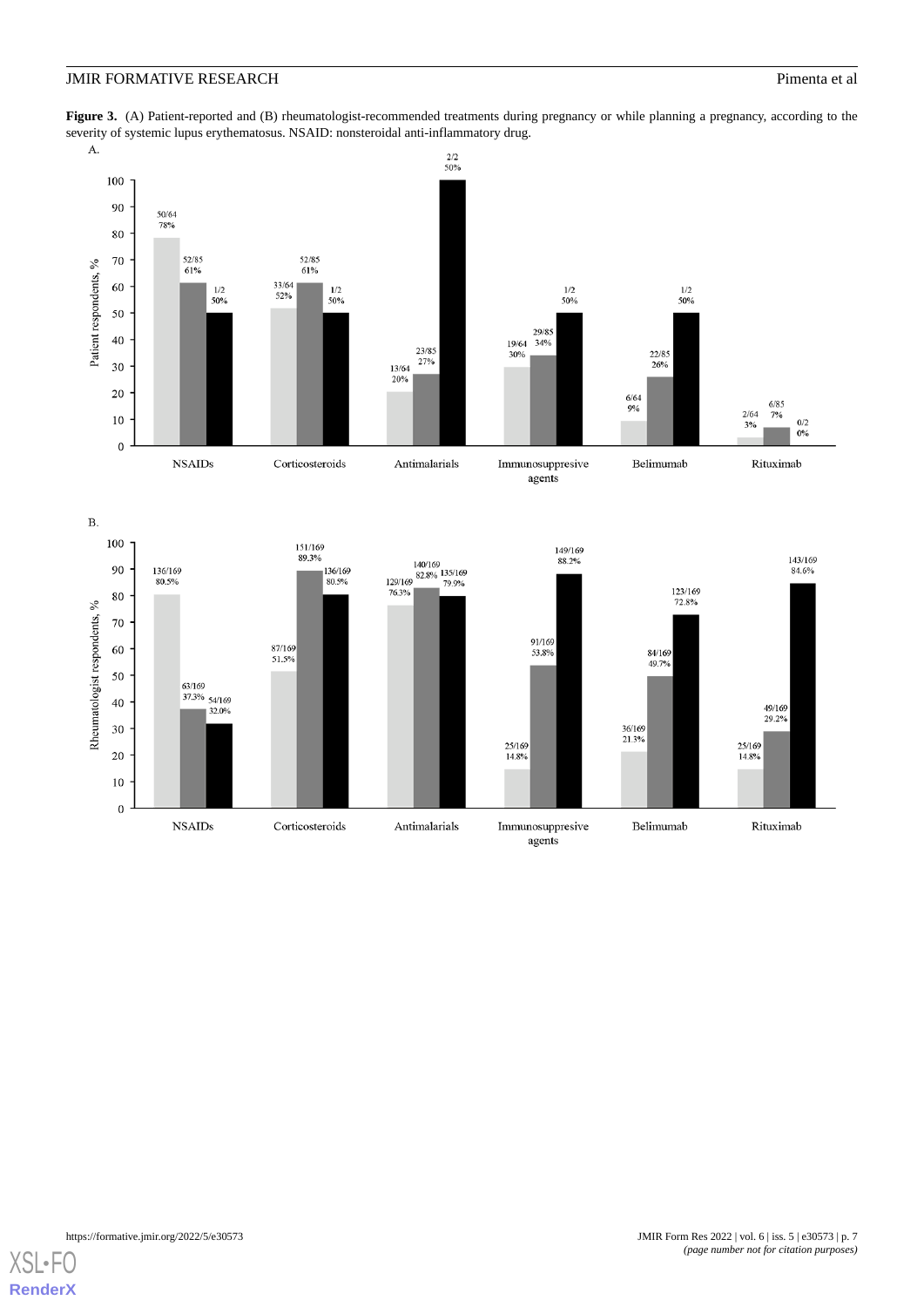**Figure 3.** (A) Patient-reported and (B) rheumatologist-recommended treatments during pregnancy or while planning a pregnancy, according to the severity of systemic lupus erythematosus. NSAID: nonsteroidal anti-inflammatory drug.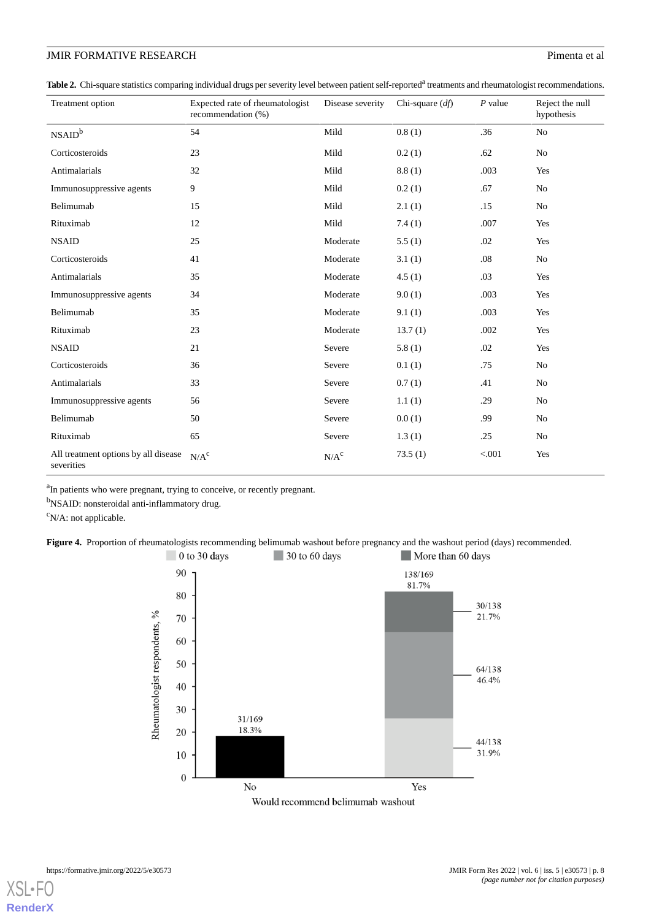**Table 2.** Chi-square statistics comparing individual drugs per severity level between patient self-reported[a] treatments and rheumatologist recommendations.

| Treatment option | Expected rate of rheumatologist recommendation (%) | Disease severity | Chi-square (*df*) | *P* value | Reject the null hypothesis |
|---|---|---|---|---|---|
| NSAID[b] | 54 | Mild | 0.8 (1) | .36 | No |
| Corticosteroids | 23 | Mild | 0.2 (1) | .62 | No |
| Antimalarials | 32 | Mild | 8.8 (1) | .003 | Yes |
| Immunosuppressive agents | 9 | Mild | 0.2 (1) | .67 | No |
| Belimumab | 15 | Mild | 2.1 (1) | .15 | No |
| Rituximab | 12 | Mild | 7.4 (1) | .007 | Yes |
| NSAID | 25 | Moderate | 5.5 (1) | .02 | Yes |
| Corticosteroids | 41 | Moderate | 3.1 (1) | .08 | No |
| Antimalarials | 35 | Moderate | 4.5 (1) | .03 | Yes |
| Immunosuppressive agents | 34 | Moderate | 9.0 (1) | .003 | Yes |
| Belimumab | 35 | Moderate | 9.1 (1) | .003 | Yes |
| Rituximab | 23 | Moderate | 13.7 (1) | .002 | Yes |
| NSAID | 21 | Severe | 5.8 (1) | .02 | Yes |
| Corticosteroids | 36 | Severe | 0.1 (1) | .75 | No |
| Antimalarials | 33 | Severe | 0.7 (1) | .41 | No |
| Immunosuppressive agents | 56 | Severe | 1.1 (1) | .29 | No |
| Belimumab | 50 | Severe | 0.0 (1) | .99 | No |
| Rituximab | 65 | Severe | 1.3 (1) | .25 | No |
| All treatment options by all disease severities | N/A[c] | N/A[c] | 73.5 (1) | <.001 | Yes |

[a]In patients who were pregnant, trying to conceive, or recently pregnant.

[b]NSAID: nonsteroidal anti-inflammatory drug.

[c]N/A: not applicable.

**Figure 4.** Proportion of rheumatologists recommending belimumab washout before pregnancy and the washout period (days) recommended.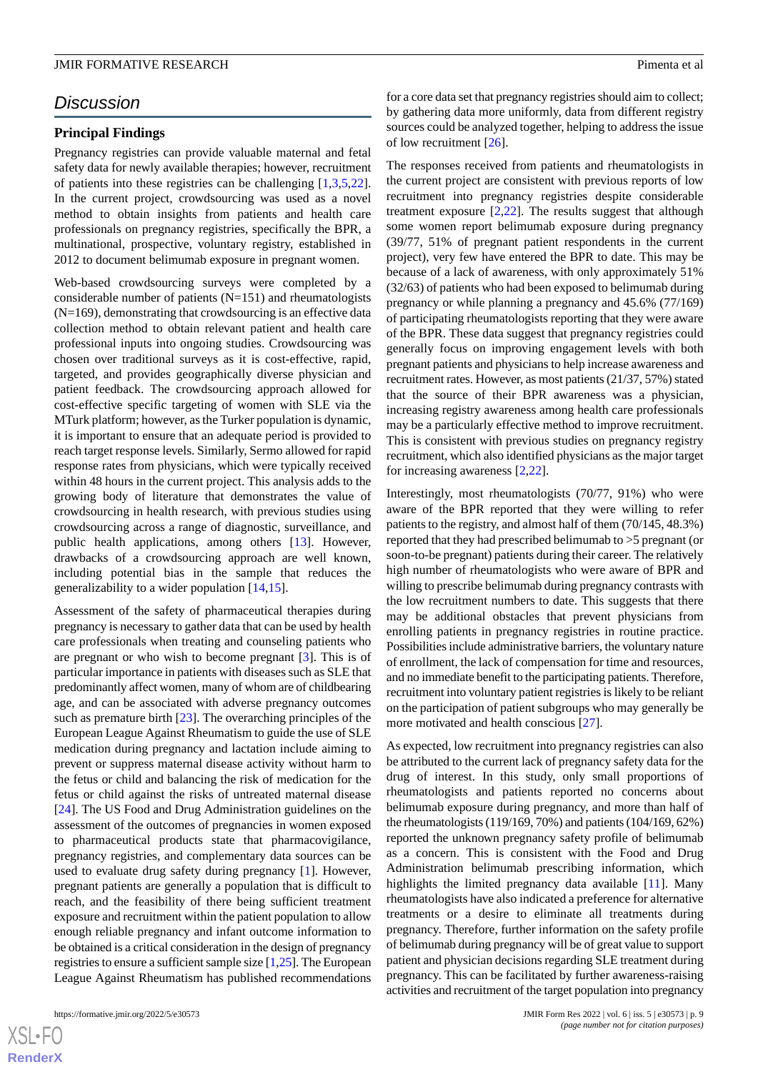## Discussion

### Principal Findings

Pregnancy registries can provide valuable maternal and fetal safety data for newly available therapies; however, recruitment of patients into these registries can be challenging [1,3,5,22]. In the current project, crowdsourcing was used as a novel method to obtain insights from patients and health care professionals on pregnancy registries, specifically the BPR, a multinational, prospective, voluntary registry, established in 2012 to document belimumab exposure in pregnant women.

Web-based crowdsourcing surveys were completed by a considerable number of patients (N=151) and rheumatologists (N=169), demonstrating that crowdsourcing is an effective data collection method to obtain relevant patient and health care professional inputs into ongoing studies. Crowdsourcing was chosen over traditional surveys as it is cost-effective, rapid, targeted, and provides geographically diverse physician and patient feedback. The crowdsourcing approach allowed for cost-effective specific targeting of women with SLE via the MTurk platform; however, as the Turker population is dynamic, it is important to ensure that an adequate period is provided to reach target response levels. Similarly, Sermo allowed for rapid response rates from physicians, which were typically received within 48 hours in the current project. This analysis adds to the growing body of literature that demonstrates the value of crowdsourcing in health research, with previous studies using crowdsourcing across a range of diagnostic, surveillance, and public health applications, among others [13]. However, drawbacks of a crowdsourcing approach are well known, including potential bias in the sample that reduces the generalizability to a wider population [14,15].

Assessment of the safety of pharmaceutical therapies during pregnancy is necessary to gather data that can be used by health care professionals when treating and counseling patients who are pregnant or who wish to become pregnant [3]. This is of particular importance in patients with diseases such as SLE that predominantly affect women, many of whom are of childbearing age, and can be associated with adverse pregnancy outcomes such as premature birth [23]. The overarching principles of the European League Against Rheumatism to guide the use of SLE medication during pregnancy and lactation include aiming to prevent or suppress maternal disease activity without harm to the fetus or child and balancing the risk of medication for the fetus or child against the risks of untreated maternal disease [24]. The US Food and Drug Administration guidelines on the assessment of the outcomes of pregnancies in women exposed to pharmaceutical products state that pharmacovigilance, pregnancy registries, and complementary data sources can be used to evaluate drug safety during pregnancy [1]. However, pregnant patients are generally a population that is difficult to reach, and the feasibility of there being sufficient treatment exposure and recruitment within the patient population to allow enough reliable pregnancy and infant outcome information to be obtained is a critical consideration in the design of pregnancy registries to ensure a sufficient sample size [1,25]. The European League Against Rheumatism has published recommendations for a core data set that pregnancy registries should aim to collect; by gathering data more uniformly, data from different registry sources could be analyzed together, helping to address the issue of low recruitment [26].

The responses received from patients and rheumatologists in the current project are consistent with previous reports of low recruitment into pregnancy registries despite considerable treatment exposure [2,22]. The results suggest that although some women report belimumab exposure during pregnancy (39/77, 51% of pregnant patient respondents in the current project), very few have entered the BPR to date. This may be because of a lack of awareness, with only approximately 51% (32/63) of patients who had been exposed to belimumab during pregnancy or while planning a pregnancy and 45.6% (77/169) of participating rheumatologists reporting that they were aware of the BPR. These data suggest that pregnancy registries could generally focus on improving engagement levels with both pregnant patients and physicians to help increase awareness and recruitment rates. However, as most patients (21/37, 57%) stated that the source of their BPR awareness was a physician, increasing registry awareness among health care professionals may be a particularly effective method to improve recruitment. This is consistent with previous studies on pregnancy registry recruitment, which also identified physicians as the major target for increasing awareness [2,22].

Interestingly, most rheumatologists (70/77, 91%) who were aware of the BPR reported that they were willing to refer patients to the registry, and almost half of them (70/145, 48.3%) reported that they had prescribed belimumab to >5 pregnant (or soon-to-be pregnant) patients during their career. The relatively high number of rheumatologists who were aware of BPR and willing to prescribe belimumab during pregnancy contrasts with the low recruitment numbers to date. This suggests that there may be additional obstacles that prevent physicians from enrolling patients in pregnancy registries in routine practice. Possibilities include administrative barriers, the voluntary nature of enrollment, the lack of compensation for time and resources, and no immediate benefit to the participating patients. Therefore, recruitment into voluntary patient registries is likely to be reliant on the participation of patient subgroups who may generally be more motivated and health conscious [27].

As expected, low recruitment into pregnancy registries can also be attributed to the current lack of pregnancy safety data for the drug of interest. In this study, only small proportions of rheumatologists and patients reported no concerns about belimumab exposure during pregnancy, and more than half of the rheumatologists (119/169, 70%) and patients (104/169, 62%) reported the unknown pregnancy safety profile of belimumab as a concern. This is consistent with the Food and Drug Administration belimumab prescribing information, which highlights the limited pregnancy data available [11]. Many rheumatologists have also indicated a preference for alternative treatments or a desire to eliminate all treatments during pregnancy. Therefore, further information on the safety profile of belimumab during pregnancy will be of great value to support patient and physician decisions regarding SLE treatment during pregnancy. This can be facilitated by further awareness-raising activities and recruitment of the target population into pregnancy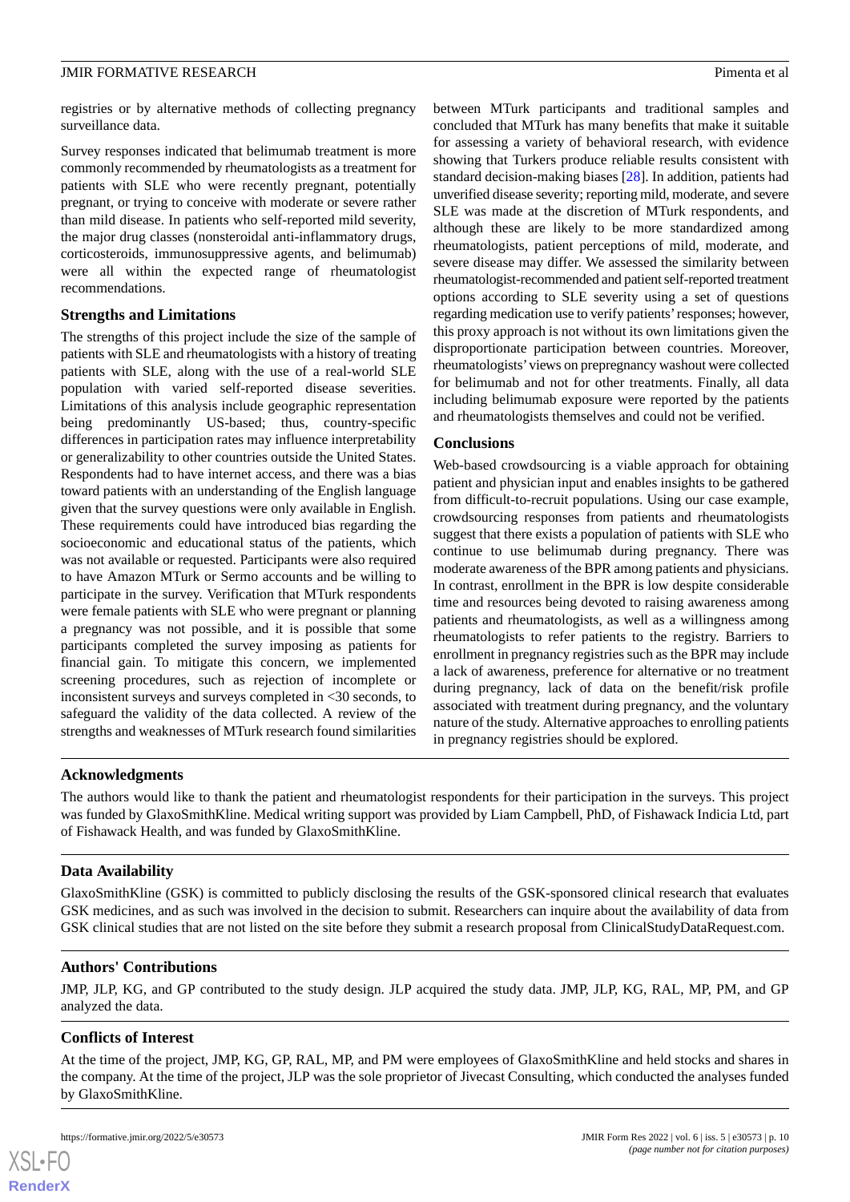registries or by alternative methods of collecting pregnancy surveillance data.

Survey responses indicated that belimumab treatment is more commonly recommended by rheumatologists as a treatment for patients with SLE who were recently pregnant, potentially pregnant, or trying to conceive with moderate or severe rather than mild disease. In patients who self-reported mild severity, the major drug classes (nonsteroidal anti-inflammatory drugs, corticosteroids, immunosuppressive agents, and belimumab) were all within the expected range of rheumatologist recommendations.

### Strengths and Limitations

The strengths of this project include the size of the sample of patients with SLE and rheumatologists with a history of treating patients with SLE, along with the use of a real-world SLE population with varied self-reported disease severities. Limitations of this analysis include geographic representation being predominantly US-based; thus, country-specific differences in participation rates may influence interpretability or generalizability to other countries outside the United States. Respondents had to have internet access, and there was a bias toward patients with an understanding of the English language given that the survey questions were only available in English. These requirements could have introduced bias regarding the socioeconomic and educational status of the patients, which was not available or requested. Participants were also required to have Amazon MTurk or Sermo accounts and be willing to participate in the survey. Verification that MTurk respondents were female patients with SLE who were pregnant or planning a pregnancy was not possible, and it is possible that some participants completed the survey imposing as patients for financial gain. To mitigate this concern, we implemented screening procedures, such as rejection of incomplete or inconsistent surveys and surveys completed in <30 seconds, to safeguard the validity of the data collected. A review of the strengths and weaknesses of MTurk research found similarities between MTurk participants and traditional samples and concluded that MTurk has many benefits that make it suitable for assessing a variety of behavioral research, with evidence showing that Turkers produce reliable results consistent with standard decision-making biases [28]. In addition, patients had unverified disease severity; reporting mild, moderate, and severe SLE was made at the discretion of MTurk respondents, and although these are likely to be more standardized among rheumatologists, patient perceptions of mild, moderate, and severe disease may differ. We assessed the similarity between rheumatologist-recommended and patient self-reported treatment options according to SLE severity using a set of questions regarding medication use to verify patients' responses; however, this proxy approach is not without its own limitations given the disproportionate participation between countries. Moreover, rheumatologists' views on prepregnancy washout were collected for belimumab and not for other treatments. Finally, all data including belimumab exposure were reported by the patients and rheumatologists themselves and could not be verified.

### Conclusions

Web-based crowdsourcing is a viable approach for obtaining patient and physician input and enables insights to be gathered from difficult-to-recruit populations. Using our case example, crowdsourcing responses from patients and rheumatologists suggest that there exists a population of patients with SLE who continue to use belimumab during pregnancy. There was moderate awareness of the BPR among patients and physicians. In contrast, enrollment in the BPR is low despite considerable time and resources being devoted to raising awareness among patients and rheumatologists, as well as a willingness among rheumatologists to refer patients to the registry. Barriers to enrollment in pregnancy registries such as the BPR may include a lack of awareness, preference for alternative or no treatment during pregnancy, lack of data on the benefit/risk profile associated with treatment during pregnancy, and the voluntary nature of the study. Alternative approaches to enrolling patients in pregnancy registries should be explored.

## Acknowledgments

The authors would like to thank the patient and rheumatologist respondents for their participation in the surveys. This project was funded by GlaxoSmithKline. Medical writing support was provided by Liam Campbell, PhD, of Fishawack Indicia Ltd, part of Fishawack Health, and was funded by GlaxoSmithKline.

## Data Availability

GlaxoSmithKline (GSK) is committed to publicly disclosing the results of the GSK-sponsored clinical research that evaluates GSK medicines, and as such was involved in the decision to submit. Researchers can inquire about the availability of data from GSK clinical studies that are not listed on the site before they submit a research proposal from ClinicalStudyDataRequest.com.

## Authors' Contributions

JMP, JLP, KG, and GP contributed to the study design. JLP acquired the study data. JMP, JLP, KG, RAL, MP, PM, and GP analyzed the data.

## Conflicts of Interest

At the time of the project, JMP, KG, GP, RAL, MP, and PM were employees of GlaxoSmithKline and held stocks and shares in the company. At the time of the project, JLP was the sole proprietor of Jivecast Consulting, which conducted the analyses funded by GlaxoSmithKline.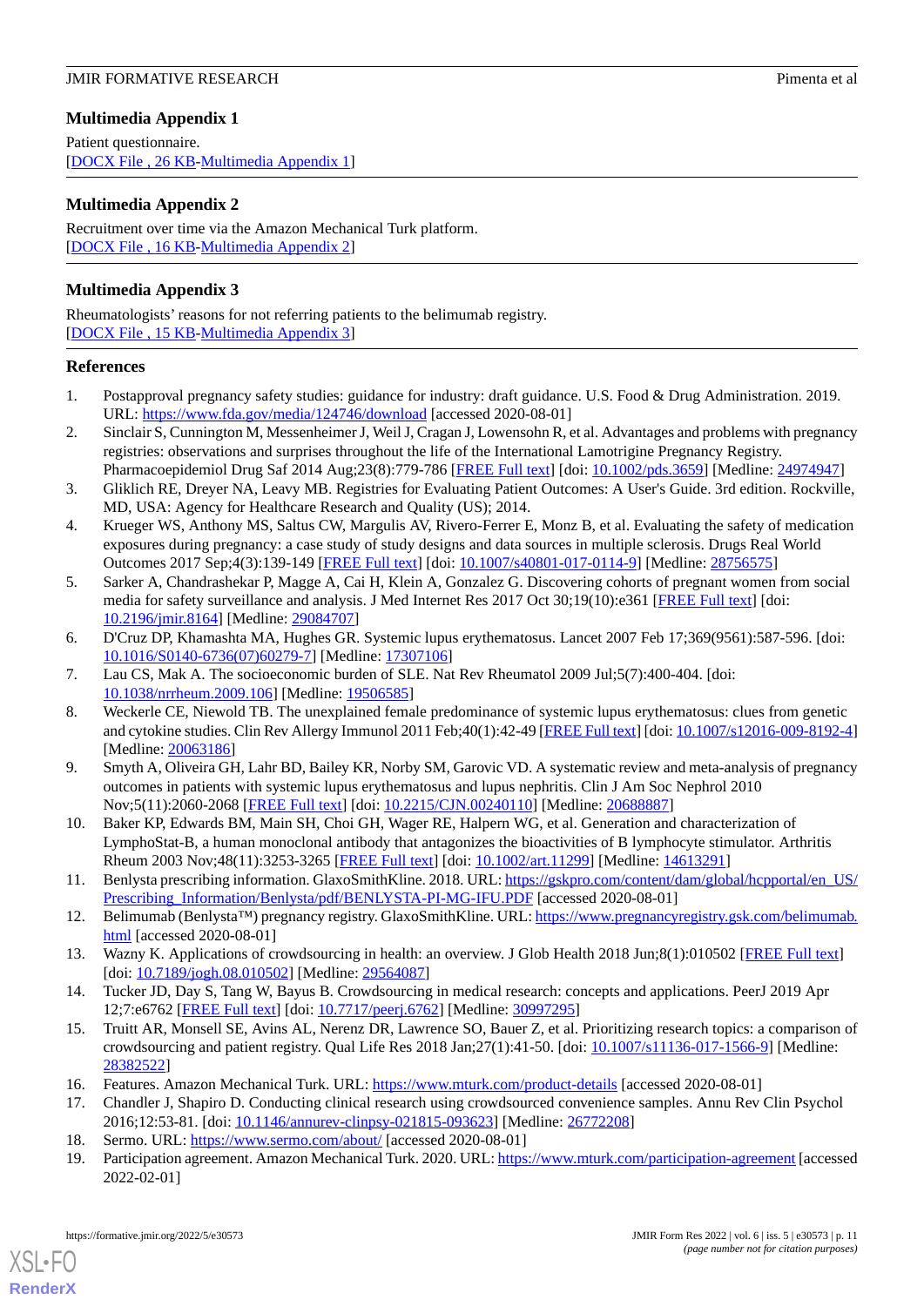## Multimedia Appendix 1

Patient questionnaire.
[DOCX File , 26 KB-Multimedia Appendix 1]

## Multimedia Appendix 2

Recruitment over time via the Amazon Mechanical Turk platform.
[DOCX File , 16 KB-Multimedia Appendix 2]

## Multimedia Appendix 3

Rheumatologists' reasons for not referring patients to the belimumab registry.
[DOCX File , 15 KB-Multimedia Appendix 3]

## References

1. Postapproval pregnancy safety studies: guidance for industry: draft guidance. U.S. Food & Drug Administration. 2019. URL: https://www.fda.gov/media/124746/download [accessed 2020-08-01]
2. Sinclair S, Cunnington M, Messenheimer J, Weil J, Cragan J, Lowensohn R, et al. Advantages and problems with pregnancy registries: observations and surprises throughout the life of the International Lamotrigine Pregnancy Registry. Pharmacoepidemiol Drug Saf 2014 Aug;23(8):779-786 [FREE Full text] [doi: 10.1002/pds.3659] [Medline: 24974947]
3. Gliklich RE, Dreyer NA, Leavy MB. Registries for Evaluating Patient Outcomes: A User's Guide. 3rd edition. Rockville, MD, USA: Agency for Healthcare Research and Quality (US); 2014.
4. Krueger WS, Anthony MS, Saltus CW, Margulis AV, Rivero-Ferrer E, Monz B, et al. Evaluating the safety of medication exposures during pregnancy: a case study of study designs and data sources in multiple sclerosis. Drugs Real World Outcomes 2017 Sep;4(3):139-149 [FREE Full text] [doi: 10.1007/s40801-017-0114-9] [Medline: 28756575]
5. Sarker A, Chandrashekar P, Magge A, Cai H, Klein A, Gonzalez G. Discovering cohorts of pregnant women from social media for safety surveillance and analysis. J Med Internet Res 2017 Oct 30;19(10):e361 [FREE Full text] [doi: 10.2196/jmir.8164] [Medline: 29084707]
6. D'Cruz DP, Khamashta MA, Hughes GR. Systemic lupus erythematosus. Lancet 2007 Feb 17;369(9561):587-596. [doi: 10.1016/S0140-6736(07)60279-7] [Medline: 17307106]
7. Lau CS, Mak A. The socioeconomic burden of SLE. Nat Rev Rheumatol 2009 Jul;5(7):400-404. [doi: 10.1038/nrrheum.2009.106] [Medline: 19506585]
8. Weckerle CE, Niewold TB. The unexplained female predominance of systemic lupus erythematosus: clues from genetic and cytokine studies. Clin Rev Allergy Immunol 2011 Feb;40(1):42-49 [FREE Full text] [doi: 10.1007/s12016-009-8192-4] [Medline: 20063186]
9. Smyth A, Oliveira GH, Lahr BD, Bailey KR, Norby SM, Garovic VD. A systematic review and meta-analysis of pregnancy outcomes in patients with systemic lupus erythematosus and lupus nephritis. Clin J Am Soc Nephrol 2010 Nov;5(11):2060-2068 [FREE Full text] [doi: 10.2215/CJN.00240110] [Medline: 20688887]
10. Baker KP, Edwards BM, Main SH, Choi GH, Wager RE, Halpern WG, et al. Generation and characterization of LymphoStat-B, a human monoclonal antibody that antagonizes the bioactivities of B lymphocyte stimulator. Arthritis Rheum 2003 Nov;48(11):3253-3265 [FREE Full text] [doi: 10.1002/art.11299] [Medline: 14613291]
11. Benlysta prescribing information. GlaxoSmithKline. 2018. URL: https://gskpro.com/content/dam/global/hcpportal/en_US/Prescribing_Information/Benlysta/pdf/BENLYSTA-PI-MG-IFU.PDF [accessed 2020-08-01]
12. Belimumab (Benlysta™) pregnancy registry. GlaxoSmithKline. URL: https://www.pregnancyregistry.gsk.com/belimumab.html [accessed 2020-08-01]
13. Wazny K. Applications of crowdsourcing in health: an overview. J Glob Health 2018 Jun;8(1):010502 [FREE Full text] [doi: 10.7189/jogh.08.010502] [Medline: 29564087]
14. Tucker JD, Day S, Tang W, Bayus B. Crowdsourcing in medical research: concepts and applications. PeerJ 2019 Apr 12;7:e6762 [FREE Full text] [doi: 10.7717/peerj.6762] [Medline: 30997295]
15. Truitt AR, Monsell SE, Avins AL, Nerenz DR, Lawrence SO, Bauer Z, et al. Prioritizing research topics: a comparison of crowdsourcing and patient registry. Qual Life Res 2018 Jan;27(1):41-50. [doi: 10.1007/s11136-017-1566-9] [Medline: 28382522]
16. Features. Amazon Mechanical Turk. URL: https://www.mturk.com/product-details [accessed 2020-08-01]
17. Chandler J, Shapiro D. Conducting clinical research using crowdsourced convenience samples. Annu Rev Clin Psychol 2016;12:53-81. [doi: 10.1146/annurev-clinpsy-021815-093623] [Medline: 26772208]
18. Sermo. URL: https://www.sermo.com/about/ [accessed 2020-08-01]
19. Participation agreement. Amazon Mechanical Turk. 2020. URL: https://www.mturk.com/participation-agreement [accessed 2022-02-01]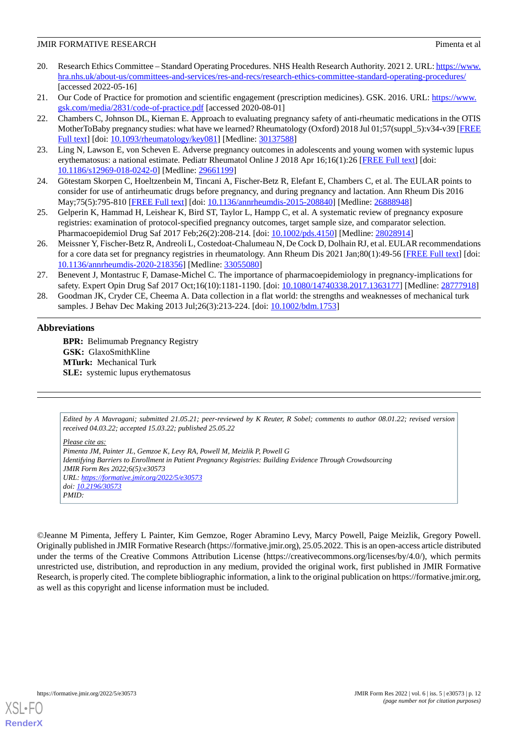20. Research Ethics Committee – Standard Operating Procedures. NHS Health Research Authority. 2021 2. URL: https://www.hra.nhs.uk/about-us/committees-and-services/res-and-recs/research-ethics-committee-standard-operating-procedures/ [accessed 2022-05-16]
21. Our Code of Practice for promotion and scientific engagement (prescription medicines). GSK. 2016. URL: https://www.gsk.com/media/2831/code-of-practice.pdf [accessed 2020-08-01]
22. Chambers C, Johnson DL, Kiernan E. Approach to evaluating pregnancy safety of anti-rheumatic medications in the OTIS MotherToBaby pregnancy studies: what have we learned? Rheumatology (Oxford) 2018 Jul 01;57(suppl_5):v34-v39 [FREE Full text] [doi: 10.1093/rheumatology/key081] [Medline: 30137588]
23. Ling N, Lawson E, von Scheven E. Adverse pregnancy outcomes in adolescents and young women with systemic lupus erythematosus: a national estimate. Pediatr Rheumatol Online J 2018 Apr 16;16(1):26 [FREE Full text] [doi: 10.1186/s12969-018-0242-0] [Medline: 29661199]
24. Götestam Skorpen C, Hoeltzenbein M, Tincani A, Fischer-Betz R, Elefant E, Chambers C, et al. The EULAR points to consider for use of antirheumatic drugs before pregnancy, and during pregnancy and lactation. Ann Rheum Dis 2016 May;75(5):795-810 [FREE Full text] [doi: 10.1136/annrheumdis-2015-208840] [Medline: 26888948]
25. Gelperin K, Hammad H, Leishear K, Bird ST, Taylor L, Hampp C, et al. A systematic review of pregnancy exposure registries: examination of protocol-specified pregnancy outcomes, target sample size, and comparator selection. Pharmacoepidemiol Drug Saf 2017 Feb;26(2):208-214. [doi: 10.1002/pds.4150] [Medline: 28028914]
26. Meissner Y, Fischer-Betz R, Andreoli L, Costedoat-Chalumeau N, De Cock D, Dolhain RJ, et al. EULAR recommendations for a core data set for pregnancy registries in rheumatology. Ann Rheum Dis 2021 Jan;80(1):49-56 [FREE Full text] [doi: 10.1136/annrheumdis-2020-218356] [Medline: 33055080]
27. Benevent J, Montastruc F, Damase-Michel C. The importance of pharmacoepidemiology in pregnancy-implications for safety. Expert Opin Drug Saf 2017 Oct;16(10):1181-1190. [doi: 10.1080/14740338.2017.1363177] [Medline: 28777918]
28. Goodman JK, Cryder CE, Cheema A. Data collection in a flat world: the strengths and weaknesses of mechanical turk samples. J Behav Dec Making 2013 Jul;26(3):213-224. [doi: 10.1002/bdm.1753]

## Abbreviations

**BPR:** Belimumab Pregnancy Registry
**GSK:** GlaxoSmithKline
**MTurk:** Mechanical Turk
**SLE:** systemic lupus erythematosus

*Edited by A Mavragani; submitted 21.05.21; peer-reviewed by K Reuter, R Sobel; comments to author 08.01.22; revised version received 04.03.22; accepted 15.03.22; published 25.05.22*

*Please cite as:*
*Pimenta JM, Painter JL, Gemzoe K, Levy RA, Powell M, Meizlik P, Powell G*
*Identifying Barriers to Enrollment in Patient Pregnancy Registries: Building Evidence Through Crowdsourcing*
*JMIR Form Res 2022;6(5):e30573*
*URL: https://formative.jmir.org/2022/5/e30573*
*doi: 10.2196/30573*
*PMID:*

©Jeanne M Pimenta, Jeffery L Painter, Kim Gemzoe, Roger Abramino Levy, Marcy Powell, Paige Meizlik, Gregory Powell. Originally published in JMIR Formative Research (https://formative.jmir.org), 25.05.2022. This is an open-access article distributed under the terms of the Creative Commons Attribution License (https://creativecommons.org/licenses/by/4.0/), which permits unrestricted use, distribution, and reproduction in any medium, provided the original work, first published in JMIR Formative Research, is properly cited. The complete bibliographic information, a link to the original publication on https://formative.jmir.org, as well as this copyright and license information must be included.